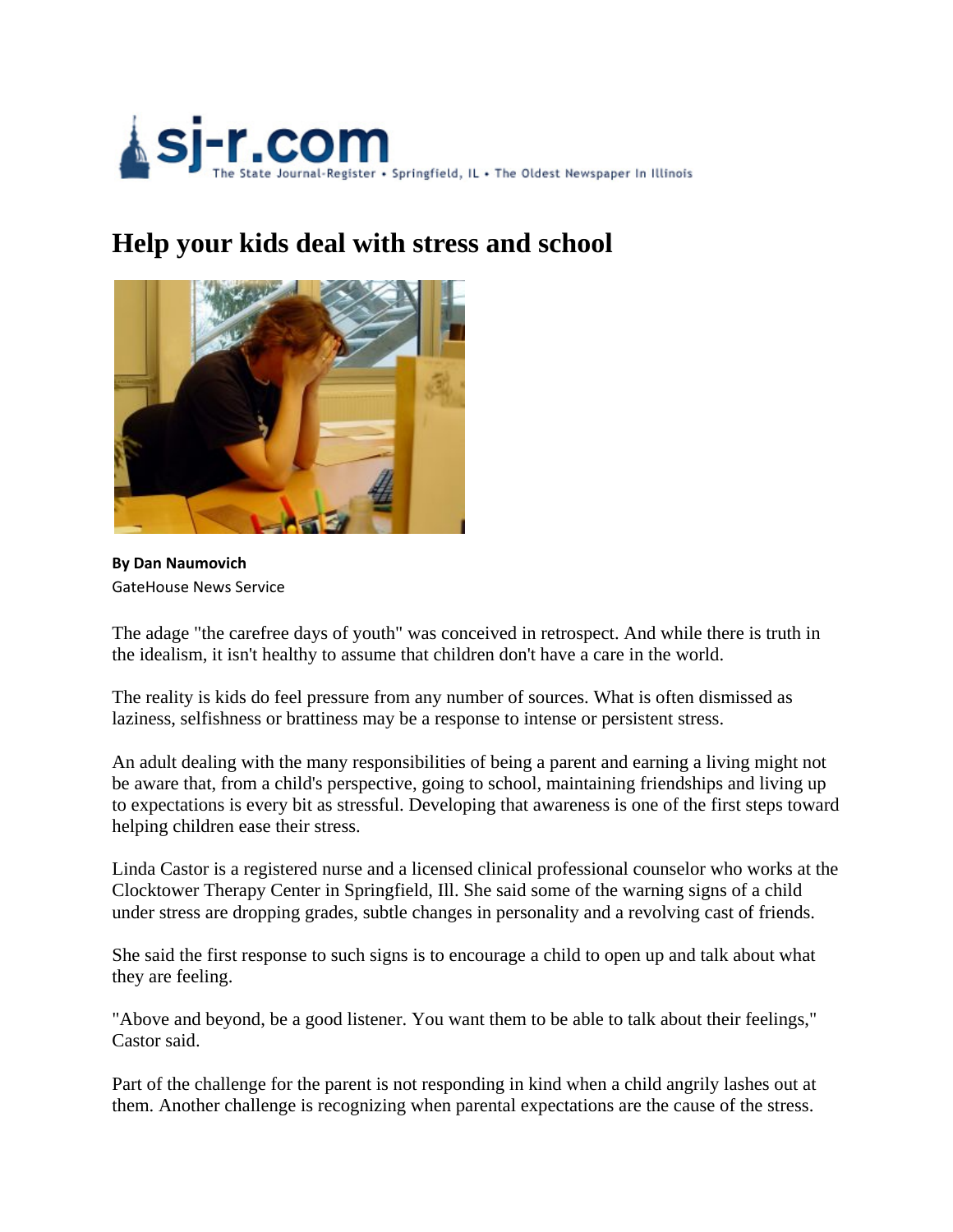sj-r.com The State Journal-Register • Springfield, IL • The Oldest Newspaper In Illinois

# Help your kids deal with stress and school

**By Dan Naumovich**
GateHouse News Service

The adage "the carefree days of youth" was conceived in retrospect. And while there is truth in the idealism, it isn't healthy to assume that children don't have a care in the world.

The reality is kids do feel pressure from any number of sources. What is often dismissed as laziness, selfishness or brattiness may be a response to intense or persistent stress.

An adult dealing with the many responsibilities of being a parent and earning a living might not be aware that, from a child's perspective, going to school, maintaining friendships and living up to expectations is every bit as stressful. Developing that awareness is one of the first steps toward helping children ease their stress.

Linda Castor is a registered nurse and a licensed clinical professional counselor who works at the Clocktower Therapy Center in Springfield, Ill. She said some of the warning signs of a child under stress are dropping grades, subtle changes in personality and a revolving cast of friends.

She said the first response to such signs is to encourage a child to open up and talk about what they are feeling.

"Above and beyond, be a good listener. You want them to be able to talk about their feelings," Castor said.

Part of the challenge for the parent is not responding in kind when a child angrily lashes out at them. Another challenge is recognizing when parental expectations are the cause of the stress.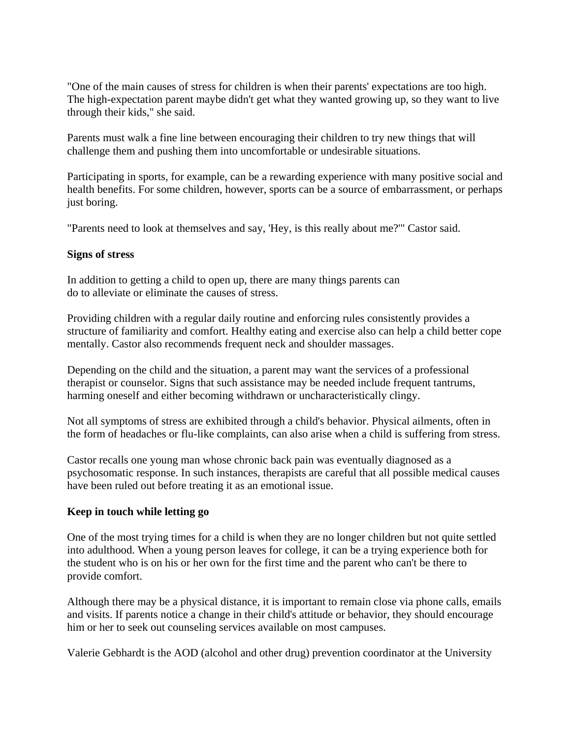"One of the main causes of stress for children is when their parents' expectations are too high. The high-expectation parent maybe didn't get what they wanted growing up, so they want to live through their kids," she said.

Parents must walk a fine line between encouraging their children to try new things that will challenge them and pushing them into uncomfortable or undesirable situations.

Participating in sports, for example, can be a rewarding experience with many positive social and health benefits. For some children, however, sports can be a source of embarrassment, or perhaps just boring.

"Parents need to look at themselves and say, 'Hey, is this really about me?'" Castor said.

**Signs of stress**

In addition to getting a child to open up, there are many things parents can do to alleviate or eliminate the causes of stress.

Providing children with a regular daily routine and enforcing rules consistently provides a structure of familiarity and comfort. Healthy eating and exercise also can help a child better cope mentally. Castor also recommends frequent neck and shoulder massages.

Depending on the child and the situation, a parent may want the services of a professional therapist or counselor. Signs that such assistance may be needed include frequent tantrums, harming oneself and either becoming withdrawn or uncharacteristically clingy.

Not all symptoms of stress are exhibited through a child's behavior. Physical ailments, often in the form of headaches or flu-like complaints, can also arise when a child is suffering from stress.

Castor recalls one young man whose chronic back pain was eventually diagnosed as a psychosomatic response. In such instances, therapists are careful that all possible medical causes have been ruled out before treating it as an emotional issue.

**Keep in touch while letting go**

One of the most trying times for a child is when they are no longer children but not quite settled into adulthood. When a young person leaves for college, it can be a trying experience both for the student who is on his or her own for the first time and the parent who can't be there to provide comfort.

Although there may be a physical distance, it is important to remain close via phone calls, emails and visits. If parents notice a change in their child's attitude or behavior, they should encourage him or her to seek out counseling services available on most campuses.

Valerie Gebhardt is the AOD (alcohol and other drug) prevention coordinator at the University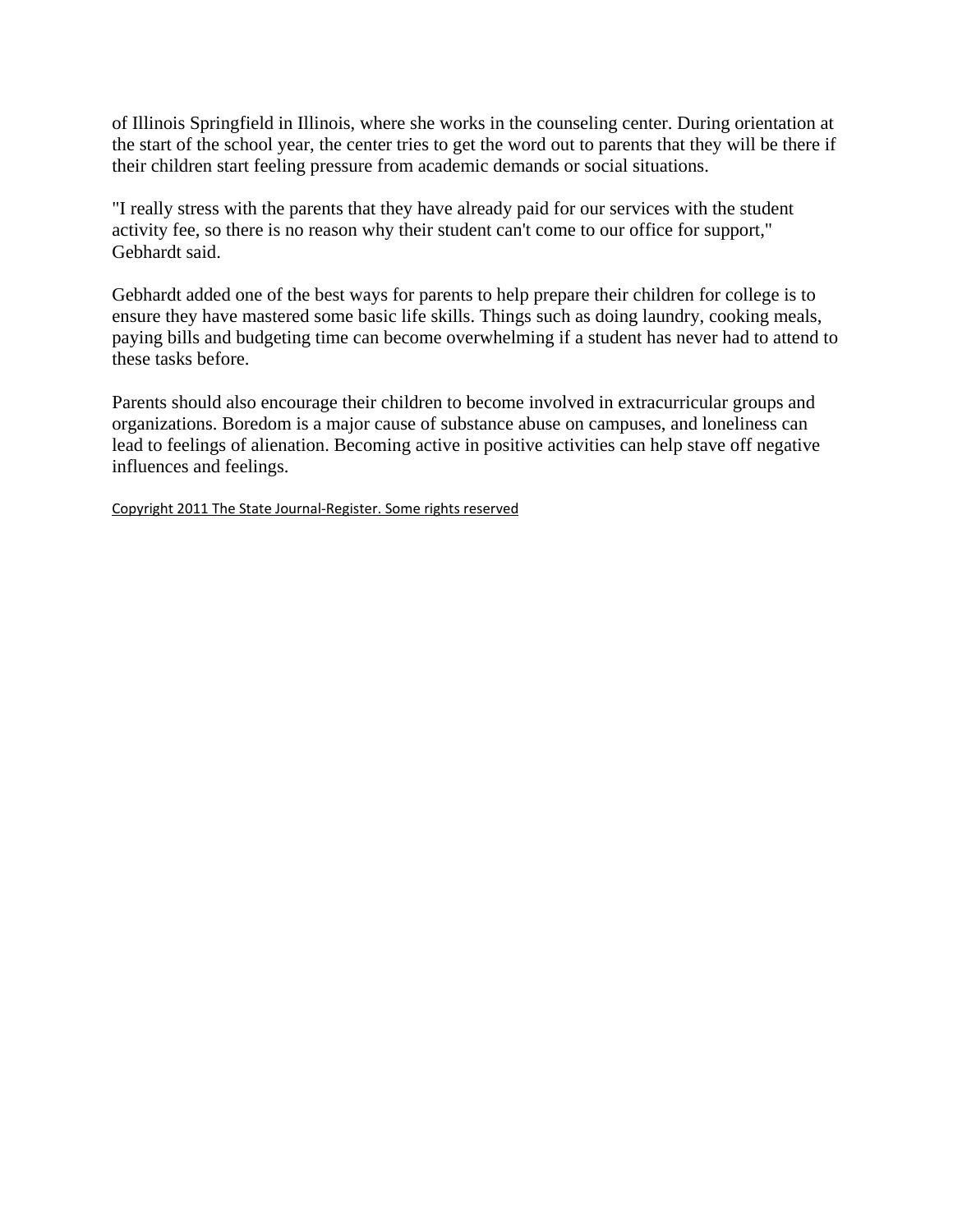of Illinois Springfield in Illinois, where she works in the counseling center. During orientation at the start of the school year, the center tries to get the word out to parents that they will be there if their children start feeling pressure from academic demands or social situations.

"I really stress with the parents that they have already paid for our services with the student activity fee, so there is no reason why their student can't come to our office for support," Gebhardt said.

Gebhardt added one of the best ways for parents to help prepare their children for college is to ensure they have mastered some basic life skills. Things such as doing laundry, cooking meals, paying bills and budgeting time can become overwhelming if a student has never had to attend to these tasks before.

Parents should also encourage their children to become involved in extracurricular groups and organizations. Boredom is a major cause of substance abuse on campuses, and loneliness can lead to feelings of alienation. Becoming active in positive activities can help stave off negative influences and feelings.

Copyright 2011 The State Journal-Register. Some rights reserved